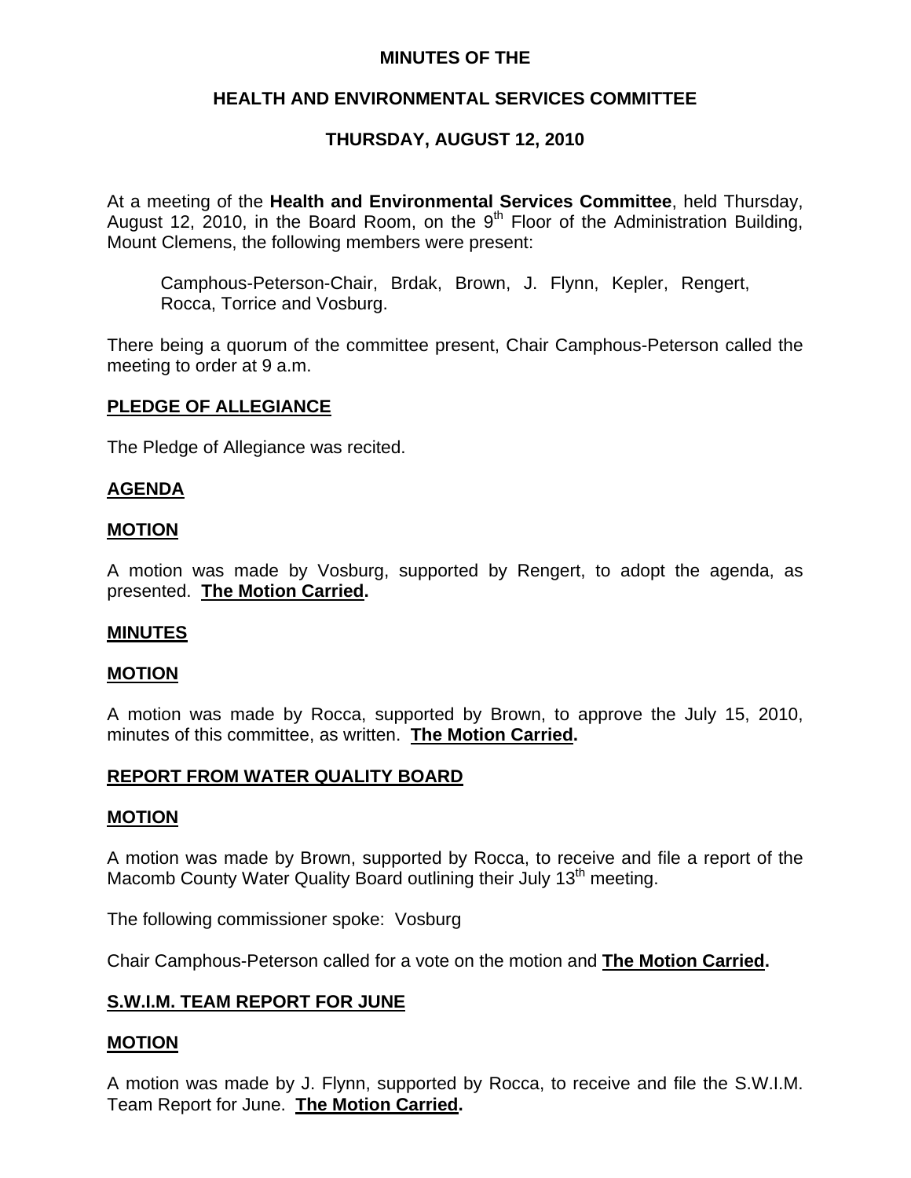**MINUTES OF THE**

**HEALTH AND ENVIRONMENTAL SERVICES COMMITTEE**

**THURSDAY, AUGUST 12, 2010**

At a meeting of the **Health and Environmental Services Committee**, held Thursday, August 12, 2010, in the Board Room, on the 9th Floor of the Administration Building, Mount Clemens, the following members were present:

> Camphous-Peterson-Chair, Brdak, Brown, J. Flynn, Kepler, Rengert, Rocca, Torrice and Vosburg.

There being a quorum of the committee present, Chair Camphous-Peterson called the meeting to order at 9 a.m.

**PLEDGE OF ALLEGIANCE**

The Pledge of Allegiance was recited.

**AGENDA**

**MOTION**

A motion was made by Vosburg, supported by Rengert, to adopt the agenda, as presented. **The Motion Carried.**

**MINUTES**

**MOTION**

A motion was made by Rocca, supported by Brown, to approve the July 15, 2010, minutes of this committee, as written. **The Motion Carried.**

**REPORT FROM WATER QUALITY BOARD**

**MOTION**

A motion was made by Brown, supported by Rocca, to receive and file a report of the Macomb County Water Quality Board outlining their July 13th meeting.

The following commissioner spoke: Vosburg

Chair Camphous-Peterson called for a vote on the motion and **The Motion Carried.**

**S.W.I.M. TEAM REPORT FOR JUNE**

**MOTION**

A motion was made by J. Flynn, supported by Rocca, to receive and file the S.W.I.M. Team Report for June. **The Motion Carried.**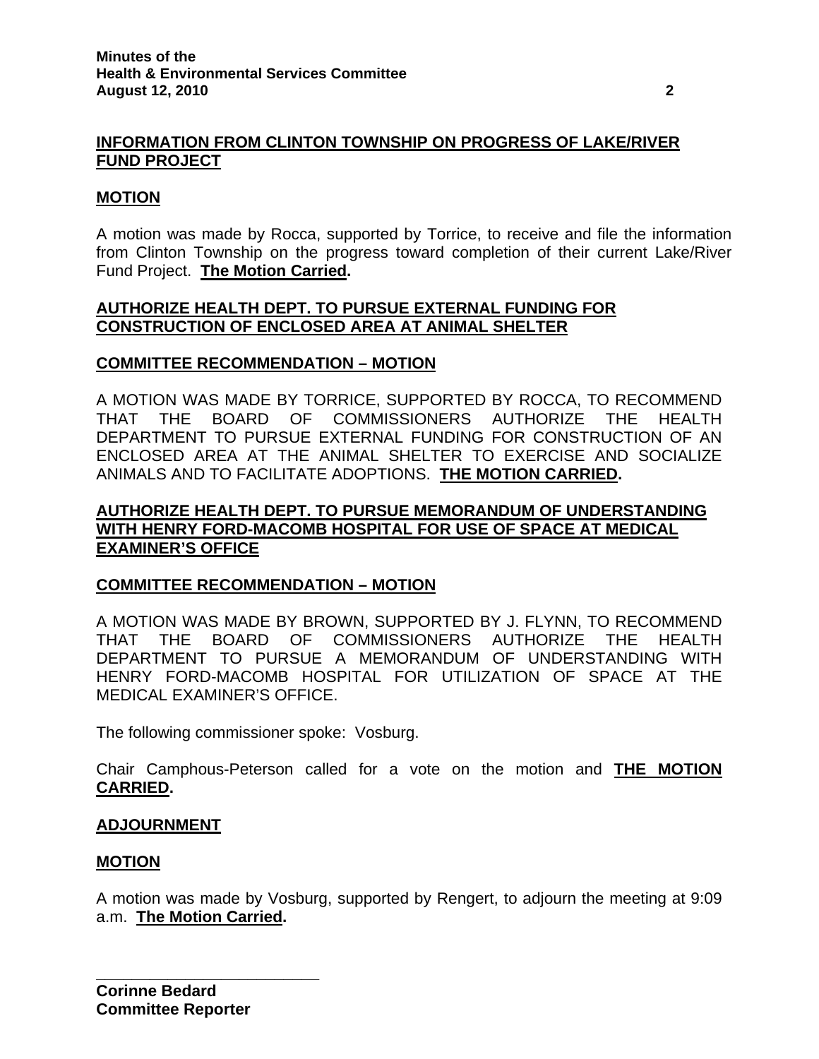**INFORMATION FROM CLINTON TOWNSHIP ON PROGRESS OF LAKE/RIVER FUND PROJECT**

**MOTION**

A motion was made by Rocca, supported by Torrice, to receive and file the information from Clinton Township on the progress toward completion of their current Lake/River Fund Project. **The Motion Carried.**

**AUTHORIZE HEALTH DEPT. TO PURSUE EXTERNAL FUNDING FOR CONSTRUCTION OF ENCLOSED AREA AT ANIMAL SHELTER**

**COMMITTEE RECOMMENDATION – MOTION**

A MOTION WAS MADE BY TORRICE, SUPPORTED BY ROCCA, TO RECOMMEND THAT THE BOARD OF COMMISSIONERS AUTHORIZE THE HEALTH DEPARTMENT TO PURSUE EXTERNAL FUNDING FOR CONSTRUCTION OF AN ENCLOSED AREA AT THE ANIMAL SHELTER TO EXERCISE AND SOCIALIZE ANIMALS AND TO FACILITATE ADOPTIONS. **THE MOTION CARRIED.**

**AUTHORIZE HEALTH DEPT. TO PURSUE MEMORANDUM OF UNDERSTANDING WITH HENRY FORD-MACOMB HOSPITAL FOR USE OF SPACE AT MEDICAL EXAMINER'S OFFICE**

**COMMITTEE RECOMMENDATION – MOTION**

A MOTION WAS MADE BY BROWN, SUPPORTED BY J. FLYNN, TO RECOMMEND THAT THE BOARD OF COMMISSIONERS AUTHORIZE THE HEALTH DEPARTMENT TO PURSUE A MEMORANDUM OF UNDERSTANDING WITH HENRY FORD-MACOMB HOSPITAL FOR UTILIZATION OF SPACE AT THE MEDICAL EXAMINER'S OFFICE.

The following commissioner spoke: Vosburg.

Chair Camphous-Peterson called for a vote on the motion and **THE MOTION CARRIED.**

**ADJOURNMENT**

**MOTION**

A motion was made by Vosburg, supported by Rengert, to adjourn the meeting at 9:09 a.m. **The Motion Carried.**

\_\_\_\_\_\_\_\_\_\_\_\_\_\_\_\_\_\_\_\_\_\_\_\_\_\_\_\_

**Corinne Bedard**
**Committee Reporter**